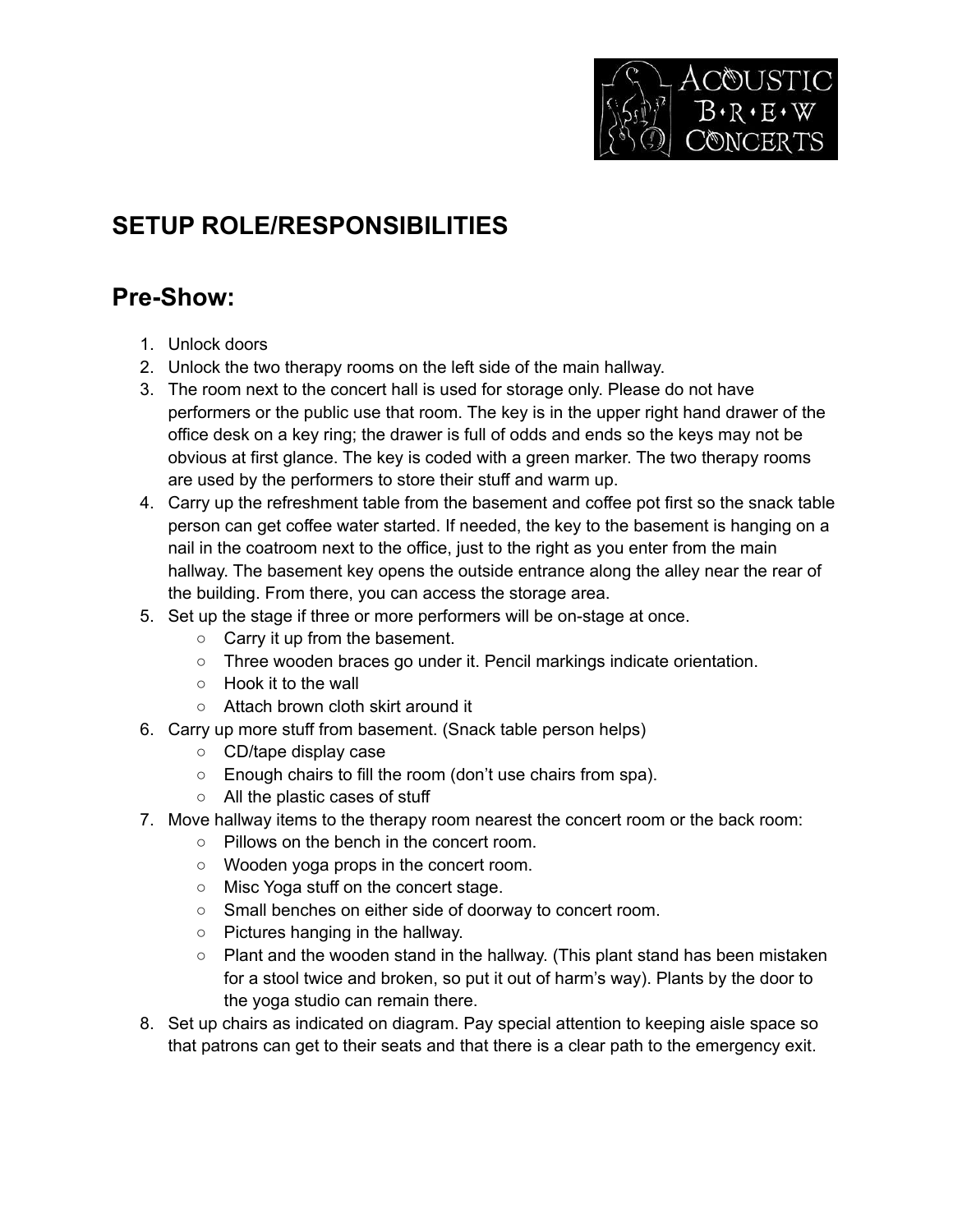# SETUP ROLE/RESPONSIBILITIES

## Pre-Show:

1. Unlock doors
2. Unlock the two therapy rooms on the left side of the main hallway.
3. The room next to the concert hall is used for storage only. Please do not have performers or the public use that room. The key is in the upper right hand drawer of the office desk on a key ring; the drawer is full of odds and ends so the keys may not be obvious at first glance. The key is coded with a green marker. The two therapy rooms are used by the performers to store their stuff and warm up.
4. Carry up the refreshment table from the basement and coffee pot first so the snack table person can get coffee water started. If needed, the key to the basement is hanging on a nail in the coatroom next to the office, just to the right as you enter from the main hallway. The basement key opens the outside entrance along the alley near the rear of the building. From there, you can access the storage area.
5. Set up the stage if three or more performers will be on-stage at once.
    - Carry it up from the basement.
    - Three wooden braces go under it. Pencil markings indicate orientation.
    - Hook it to the wall
    - Attach brown cloth skirt around it
6. Carry up more stuff from basement. (Snack table person helps)
    - CD/tape display case
    - Enough chairs to fill the room (don't use chairs from spa).
    - All the plastic cases of stuff
7. Move hallway items to the therapy room nearest the concert room or the back room:
    - Pillows on the bench in the concert room.
    - Wooden yoga props in the concert room.
    - Misc Yoga stuff on the concert stage.
    - Small benches on either side of doorway to concert room.
    - Pictures hanging in the hallway.
    - Plant and the wooden stand in the hallway. (This plant stand has been mistaken for a stool twice and broken, so put it out of harm's way). Plants by the door to the yoga studio can remain there.
8. Set up chairs as indicated on diagram. Pay special attention to keeping aisle space so that patrons can get to their seats and that there is a clear path to the emergency exit.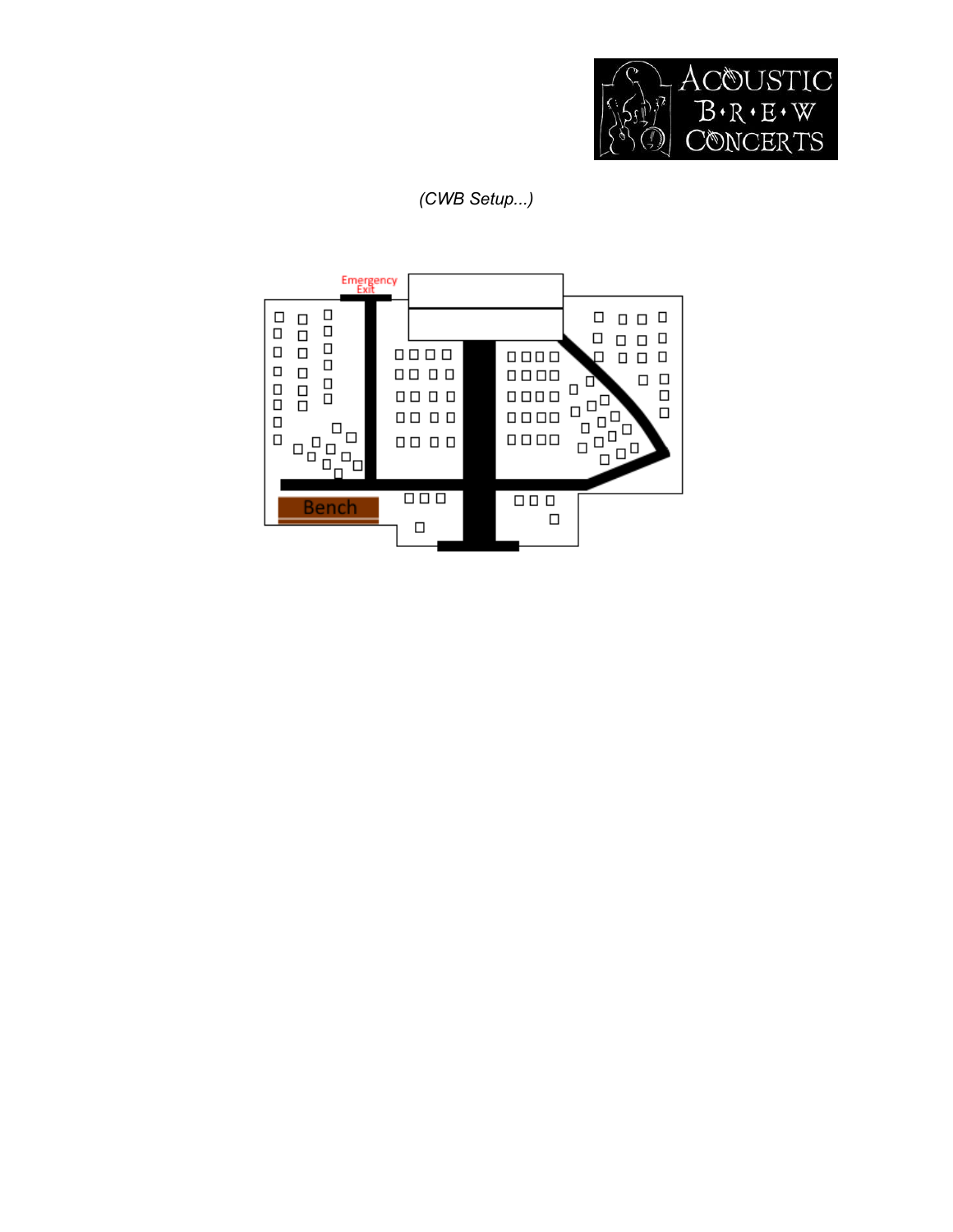ACOUSTIC B•R•E•W CONCERTS

*(CWB Setup...)*

Emergency Exit

Bench